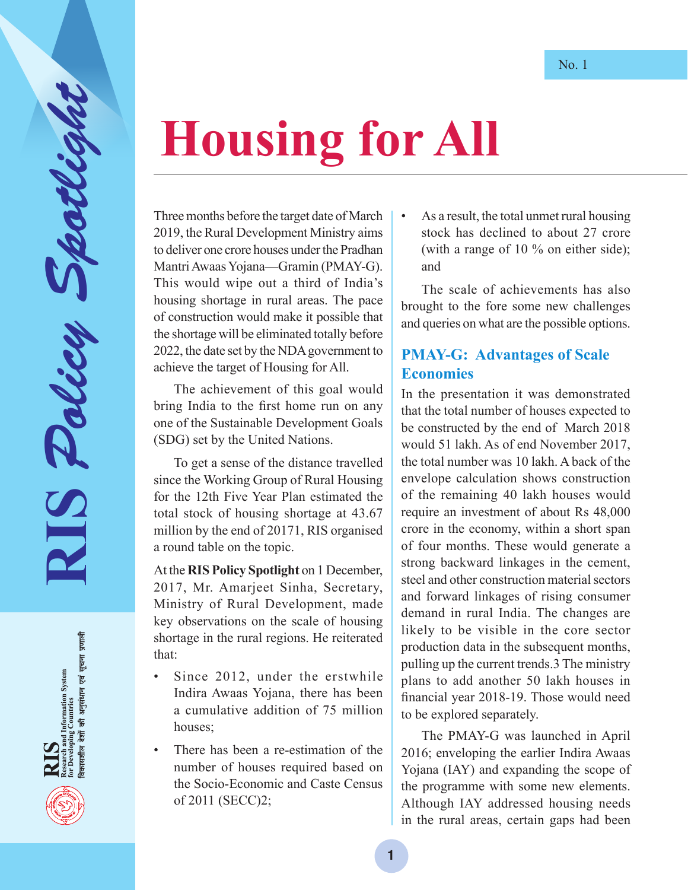No. 1

# Housing for All

Three months before the target date of March 2019, the Rural Development Ministry aims to deliver one crore houses under the Pradhan Mantri Awaas Yojana—Gramin (PMAY-G). This would wipe out a third of India's housing shortage in rural areas. The pace of construction would make it possible that the shortage will be eliminated totally before 2022, the date set by the NDA government to achieve the target of Housing for All.

The achievement of this goal would bring India to the first home run on any one of the Sustainable Development Goals (SDG) set by the United Nations.

To get a sense of the distance travelled since the Working Group of Rural Housing for the 12th Five Year Plan estimated the total stock of housing shortage at 43.67 million by the end of 2017[1], RIS organised a round table on the topic.

At the **RIS Policy Spotlight** on 1 December, 2017, Mr. Amarjeet Sinha, Secretary, Ministry of Rural Development, made key observations on the scale of housing shortage in the rural regions. He reiterated that:

- Since 2012, under the erstwhile Indira Awaas Yojana, there has been a cumulative addition of 75 million houses;
- There has been a re-estimation of the number of houses required based on the Socio-Economic and Caste Census of 2011 (SECC)[2];
- As a result, the total unmet rural housing stock has declined to about 27 crore (with a range of 10 % on either side); and

The scale of achievements has also brought to the fore some new challenges and queries on what are the possible options.

## PMAY-G: Advantages of Scale Economies

In the presentation it was demonstrated that the total number of houses expected to be constructed by the end of March 2018 would 51 lakh. As of end November 2017, the total number was 10 lakh. A back of the envelope calculation shows construction of the remaining 40 lakh houses would require an investment of about Rs 48,000 crore in the economy, within a short span of four months. These would generate a strong backward linkages in the cement, steel and other construction material sectors and forward linkages of rising consumer demand in rural India. The changes are likely to be visible in the core sector production data in the subsequent months, pulling up the current trends.[3] The ministry plans to add another 50 lakh houses in financial year 2018-19. Those would need to be explored separately.

The PMAY-G was launched in April 2016; enveloping the earlier Indira Awaas Yojana (IAY) and expanding the scope of the programme with some new elements. Although IAY addressed housing needs in the rural areas, certain gaps had been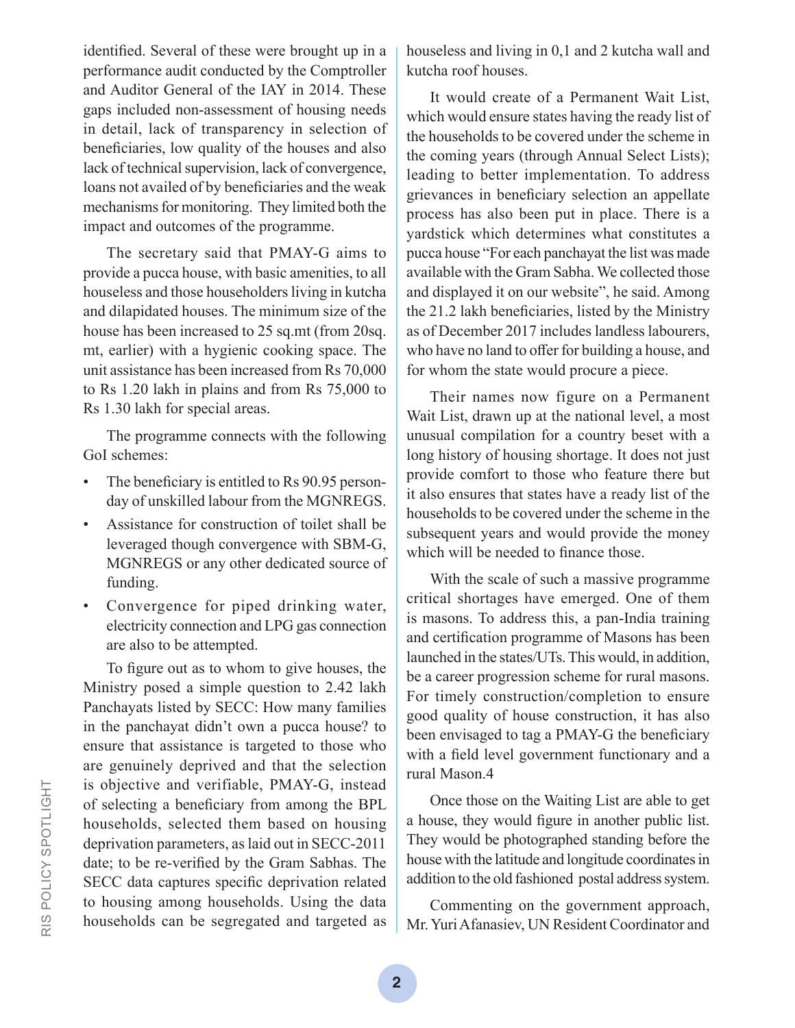identified. Several of these were brought up in a performance audit conducted by the Comptroller and Auditor General of the IAY in 2014. These gaps included non-assessment of housing needs in detail, lack of transparency in selection of beneficiaries, low quality of the houses and also lack of technical supervision, lack of convergence, loans not availed of by beneficiaries and the weak mechanisms for monitoring. They limited both the impact and outcomes of the programme.

The secretary said that PMAY-G aims to provide a pucca house, with basic amenities, to all houseless and those householders living in kutcha and dilapidated houses. The minimum size of the house has been increased to 25 sq.mt (from 20sq. mt, earlier) with a hygienic cooking space. The unit assistance has been increased from Rs 70,000 to Rs 1.20 lakh in plains and from Rs 75,000 to Rs 1.30 lakh for special areas.

The programme connects with the following GoI schemes:

- The beneficiary is entitled to Rs 90.95 person-day of unskilled labour from the MGNREGS.
- Assistance for construction of toilet shall be leveraged though convergence with SBM-G, MGNREGS or any other dedicated source of funding.
- Convergence for piped drinking water, electricity connection and LPG gas connection are also to be attempted.

To figure out as to whom to give houses, the Ministry posed a simple question to 2.42 lakh Panchayats listed by SECC: How many families in the panchayat didn't own a pucca house? to ensure that assistance is targeted to those who are genuinely deprived and that the selection is objective and verifiable, PMAY-G, instead of selecting a beneficiary from among the BPL households, selected them based on housing deprivation parameters, as laid out in SECC-2011 date; to be re-verified by the Gram Sabhas. The SECC data captures specific deprivation related to housing among households. Using the data households can be segregated and targeted as houseless and living in 0,1 and 2 kutcha wall and kutcha roof houses.

It would create of a Permanent Wait List, which would ensure states having the ready list of the households to be covered under the scheme in the coming years (through Annual Select Lists); leading to better implementation. To address grievances in beneficiary selection an appellate process has also been put in place. There is a yardstick which determines what constitutes a pucca house "For each panchayat the list was made available with the Gram Sabha. We collected those and displayed it on our website", he said. Among the 21.2 lakh beneficiaries, listed by the Ministry as of December 2017 includes landless labourers, who have no land to offer for building a house, and for whom the state would procure a piece.

Their names now figure on a Permanent Wait List, drawn up at the national level, a most unusual compilation for a country beset with a long history of housing shortage. It does not just provide comfort to those who feature there but it also ensures that states have a ready list of the households to be covered under the scheme in the subsequent years and would provide the money which will be needed to finance those.

With the scale of such a massive programme critical shortages have emerged. One of them is masons. To address this, a pan-India training and certification programme of Masons has been launched in the states/UTs. This would, in addition, be a career progression scheme for rural masons. For timely construction/completion to ensure good quality of house construction, it has also been envisaged to tag a PMAY-G the beneficiary with a field level government functionary and a rural Mason.4

Once those on the Waiting List are able to get a house, they would figure in another public list. They would be photographed standing before the house with the latitude and longitude coordinates in addition to the old fashioned postal address system.

Commenting on the government approach, Mr. Yuri Afanasiev, UN Resident Coordinator and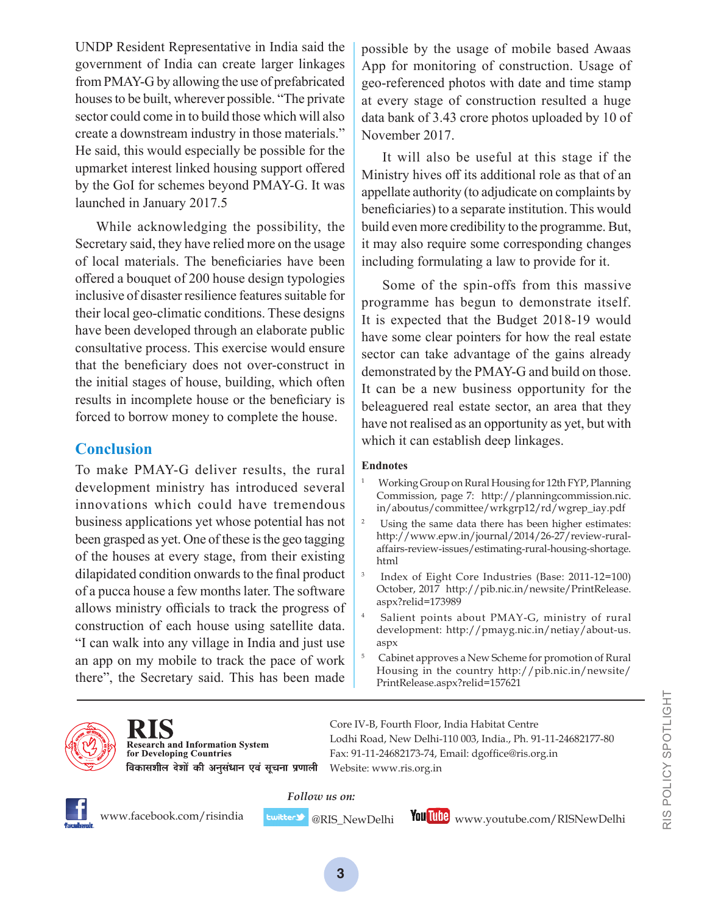UNDP Resident Representative in India said the government of India can create larger linkages from PMAY-G by allowing the use of prefabricated houses to be built, wherever possible. "The private sector could come in to build those which will also create a downstream industry in those materials." He said, this would especially be possible for the upmarket interest linked housing support offered by the GoI for schemes beyond PMAY-G. It was launched in January 2017.[5]

While acknowledging the possibility, the Secretary said, they have relied more on the usage of local materials. The beneficiaries have been offered a bouquet of 200 house design typologies inclusive of disaster resilience features suitable for their local geo-climatic conditions. These designs have been developed through an elaborate public consultative process. This exercise would ensure that the beneficiary does not over-construct in the initial stages of house, building, which often results in incomplete house or the beneficiary is forced to borrow money to complete the house.

## Conclusion

To make PMAY-G deliver results, the rural development ministry has introduced several innovations which could have tremendous business applications yet whose potential has not been grasped as yet. One of these is the geo tagging of the houses at every stage, from their existing dilapidated condition onwards to the final product of a pucca house a few months later. The software allows ministry officials to track the progress of construction of each house using satellite data. "I can walk into any village in India and just use an app on my mobile to track the pace of work there", the Secretary said. This has been made possible by the usage of mobile based Awaas App for monitoring of construction. Usage of geo-referenced photos with date and time stamp at every stage of construction resulted a huge data bank of 3.43 crore photos uploaded by 10 of November 2017.

It will also be useful at this stage if the Ministry hives off its additional role as that of an appellate authority (to adjudicate on complaints by beneficiaries) to a separate institution. This would build even more credibility to the programme. But, it may also require some corresponding changes including formulating a law to provide for it.

Some of the spin-offs from this massive programme has begun to demonstrate itself. It is expected that the Budget 2018-19 would have some clear pointers for how the real estate sector can take advantage of the gains already demonstrated by the PMAY-G and build on those. It can be a new business opportunity for the beleaguered real estate sector, an area that they have not realised as an opportunity as yet, but with which it can establish deep linkages.

**Endnotes**

1. Working Group on Rural Housing for 12th FYP, Planning Commission, page 7: http://planningcommission.nic.in/aboutus/committee/wrkgrp12/rd/wgrep_iay.pdf
2. Using the same data there has been higher estimates: http://www.epw.in/journal/2014/26-27/review-rural-affairs-review-issues/estimating-rural-housing-shortage.html
3. Index of Eight Core Industries (Base: 2011-12=100) October, 2017 http://pib.nic.in/newsite/PrintRelease.aspx?relid=173989
4. Salient points about PMAY-G, ministry of rural development: http://pmayg.nic.in/netiay/about-us.aspx
5. Cabinet approves a New Scheme for promotion of Rural Housing in the country http://pib.nic.in/newsite/PrintRelease.aspx?relid=157621

---

**RIS**
Research and Information System
for Developing Countries
विकासशील देशों की अनुसंधान एवं सूचना प्रणाली

Core IV-B, Fourth Floor, India Habitat Centre
Lodhi Road, New Delhi-110 003, India., Ph. 91-11-24682177-80
Fax: 91-11-24682173-74, Email: dgoffice@ris.org.in
Website: www.ris.org.in

*Follow us on:*

www.facebook.com/risindia | @RIS_NewDelhi | www.youtube.com/RISNewDelhi